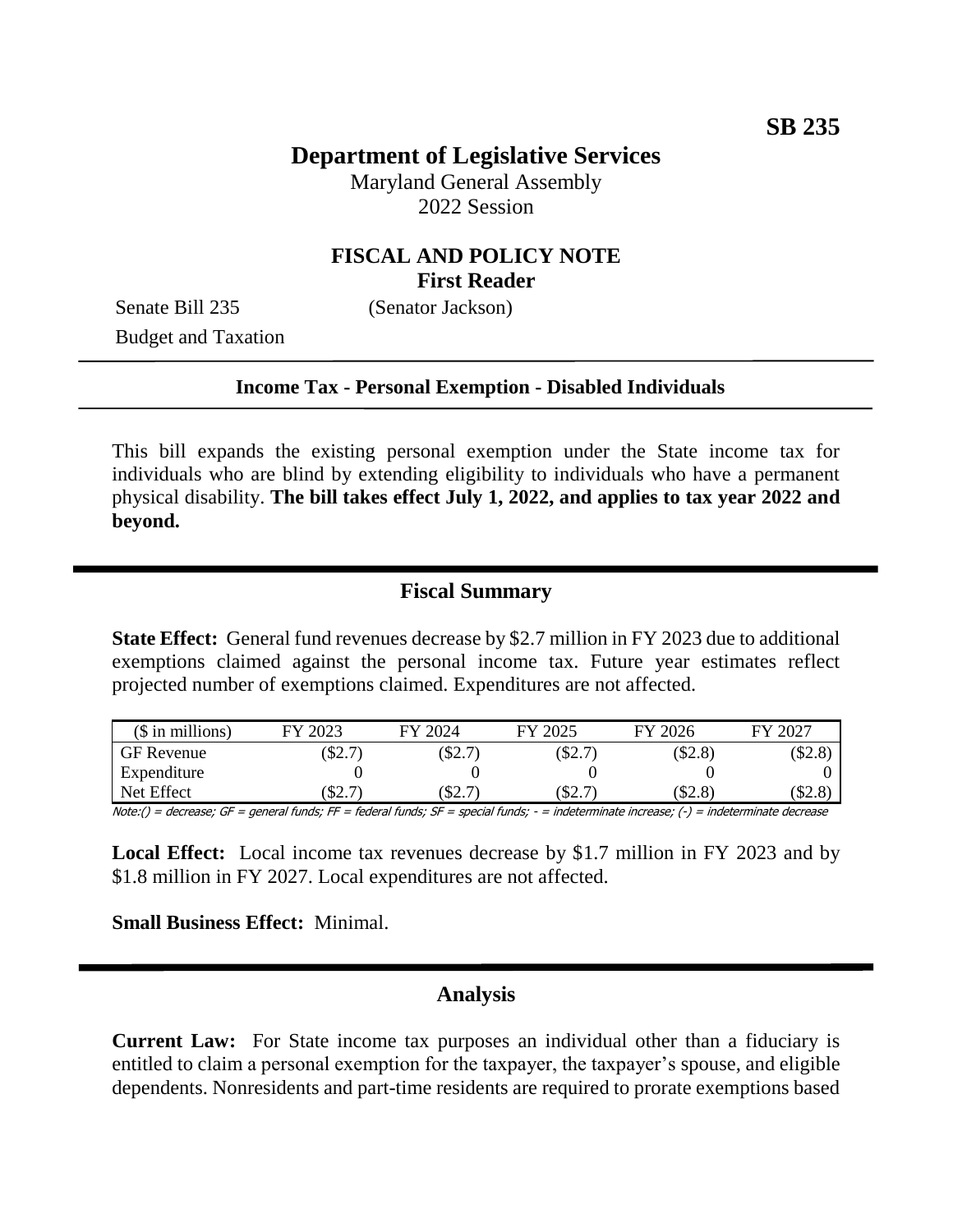**SB 235**

# Department of Legislative Services

Maryland General Assembly
2022 Session

## FISCAL AND POLICY NOTE
**First Reader**

Senate Bill 235 (Senator Jackson)
Budget and Taxation

**Income Tax - Personal Exemption - Disabled Individuals**

This bill expands the existing personal exemption under the State income tax for individuals who are blind by extending eligibility to individuals who have a permanent physical disability. **The bill takes effect July 1, 2022, and applies to tax year 2022 and beyond.**

## Fiscal Summary

**State Effect:** General fund revenues decrease by $2.7 million in FY 2023 due to additional exemptions claimed against the personal income tax. Future year estimates reflect projected number of exemptions claimed. Expenditures are not affected.

| ($ in millions) | FY 2023 | FY 2024 | FY 2025 | FY 2026 | FY 2027 |
|---|---|---|---|---|---|
| GF Revenue | ($2.7) | ($2.7) | ($2.7) | ($2.8) | ($2.8) |
| Expenditure | 0 | 0 | 0 | 0 | 0 |
| Net Effect | ($2.7) | ($2.7) | ($2.7) | ($2.8) | ($2.8) |

*Note:() = decrease; GF = general funds; FF = federal funds; SF = special funds; - = indeterminate increase; (-) = indeterminate decrease*

**Local Effect:** Local income tax revenues decrease by $1.7 million in FY 2023 and by $1.8 million in FY 2027. Local expenditures are not affected.

**Small Business Effect:** Minimal.

## Analysis

**Current Law:** For State income tax purposes an individual other than a fiduciary is entitled to claim a personal exemption for the taxpayer, the taxpayer's spouse, and eligible dependents. Nonresidents and part-time residents are required to prorate exemptions based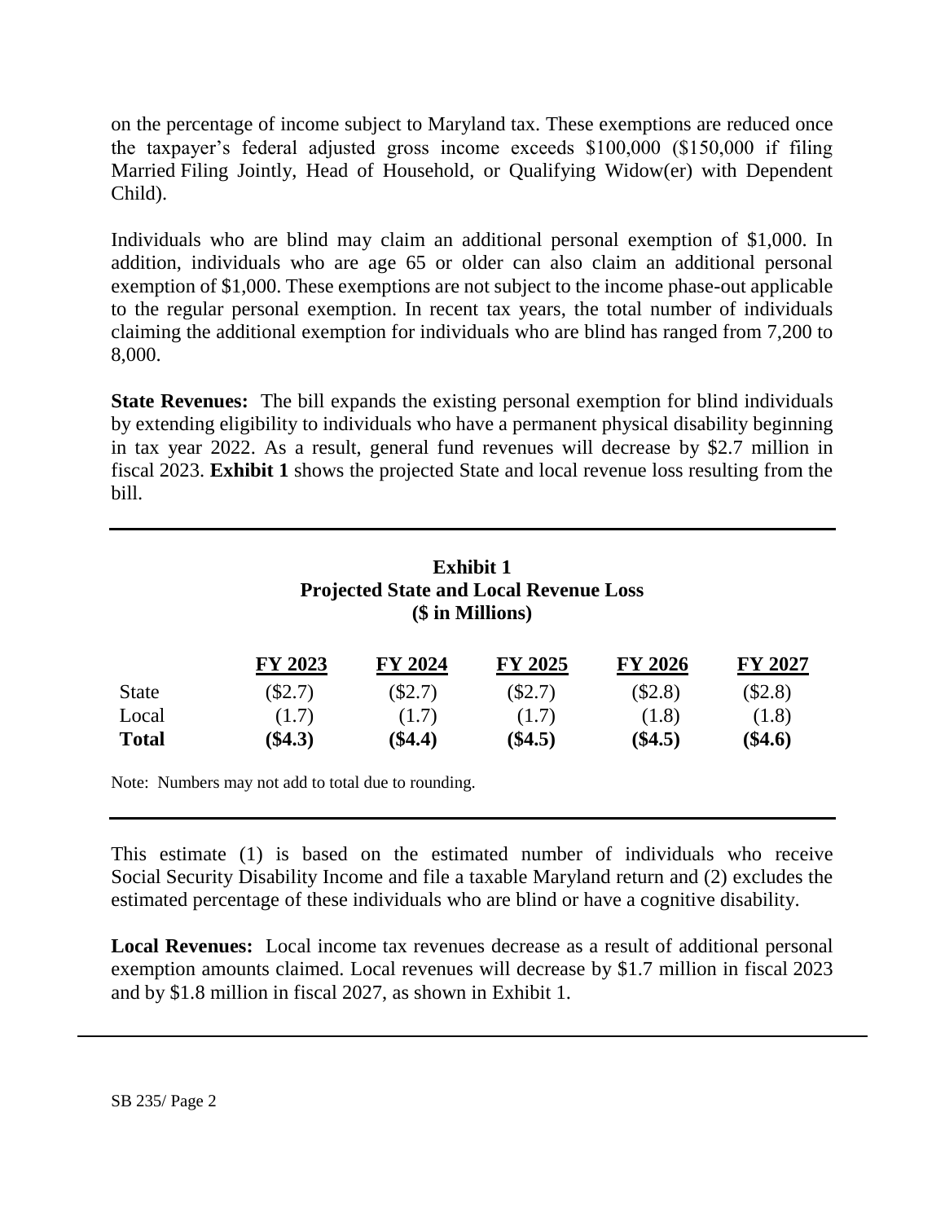on the percentage of income subject to Maryland tax. These exemptions are reduced once the taxpayer's federal adjusted gross income exceeds $100,000 ($150,000 if filing Married Filing Jointly, Head of Household, or Qualifying Widow(er) with Dependent Child).

Individuals who are blind may claim an additional personal exemption of $1,000. In addition, individuals who are age 65 or older can also claim an additional personal exemption of $1,000. These exemptions are not subject to the income phase-out applicable to the regular personal exemption. In recent tax years, the total number of individuals claiming the additional exemption for individuals who are blind has ranged from 7,200 to 8,000.

**State Revenues:** The bill expands the existing personal exemption for blind individuals by extending eligibility to individuals who have a permanent physical disability beginning in tax year 2022. As a result, general fund revenues will decrease by $2.7 million in fiscal 2023. **Exhibit 1** shows the projected State and local revenue loss resulting from the bill.

**Exhibit 1**
**Projected State and Local Revenue Loss**
**($ in Millions)**

| | FY 2023 | FY 2024 | FY 2025 | FY 2026 | FY 2027 |
|---|---|---|---|---|---|
| State | ($2.7) | ($2.7) | ($2.7) | ($2.8) | ($2.8) |
| Local | (1.7) | (1.7) | (1.7) | (1.8) | (1.8) |
| **Total** | **($4.3)** | **($4.4)** | **($4.5)** | **($4.5)** | **($4.6)** |

Note: Numbers may not add to total due to rounding.

This estimate (1) is based on the estimated number of individuals who receive Social Security Disability Income and file a taxable Maryland return and (2) excludes the estimated percentage of these individuals who are blind or have a cognitive disability.

**Local Revenues:** Local income tax revenues decrease as a result of additional personal exemption amounts claimed. Local revenues will decrease by $1.7 million in fiscal 2023 and by $1.8 million in fiscal 2027, as shown in Exhibit 1.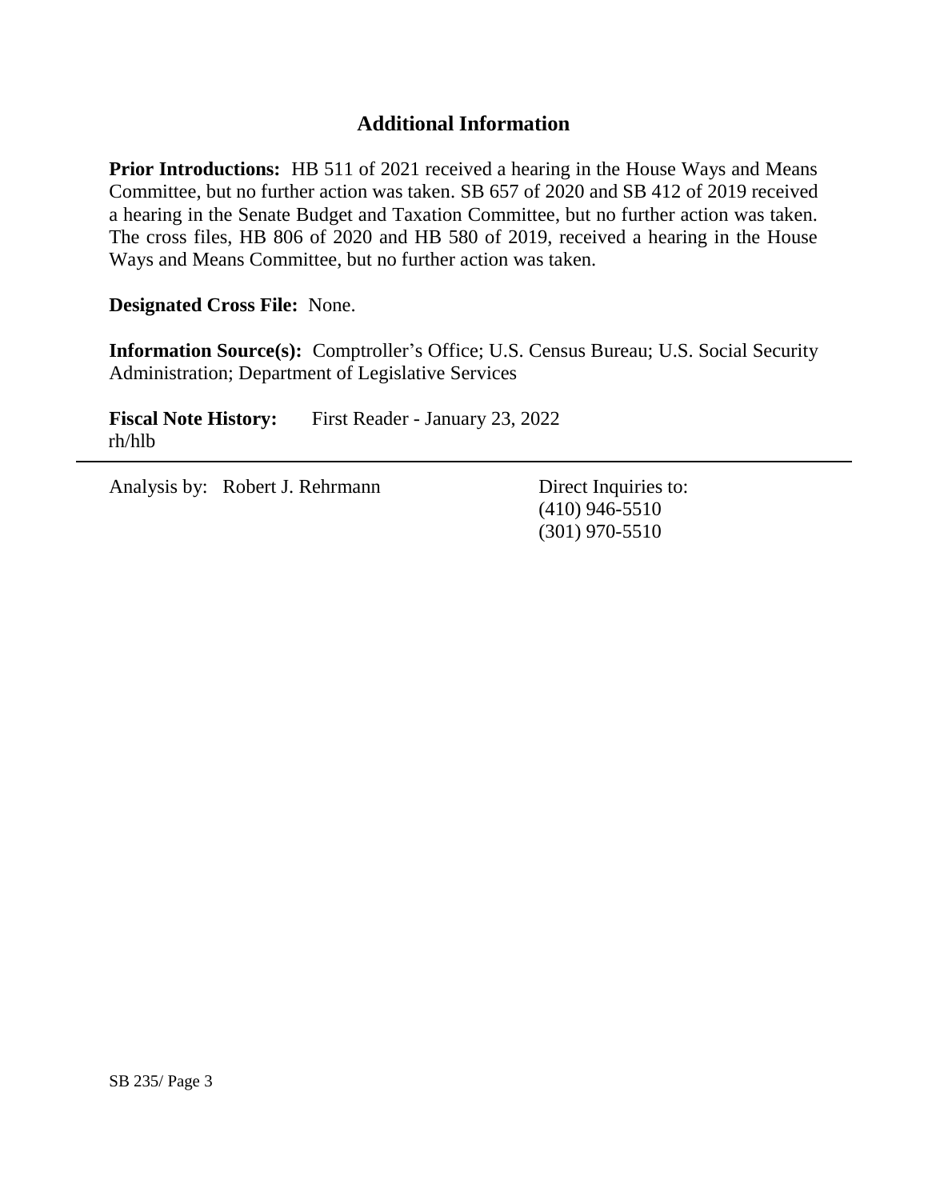## Additional Information

**Prior Introductions:** HB 511 of 2021 received a hearing in the House Ways and Means Committee, but no further action was taken. SB 657 of 2020 and SB 412 of 2019 received a hearing in the Senate Budget and Taxation Committee, but no further action was taken. The cross files, HB 806 of 2020 and HB 580 of 2019, received a hearing in the House Ways and Means Committee, but no further action was taken.

**Designated Cross File:** None.

**Information Source(s):** Comptroller's Office; U.S. Census Bureau; U.S. Social Security Administration; Department of Legislative Services

**Fiscal Note History:** First Reader - January 23, 2022
rh/hlb

Analysis by: Robert J. Rehrmann

Direct Inquiries to:
(410) 946-5510
(301) 970-5510